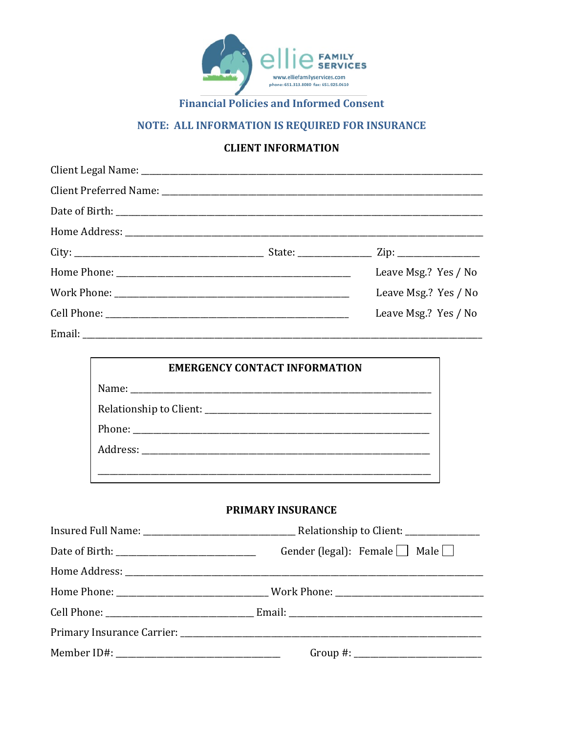ellie FAMILY SERVICES

www.elliefamilyservices.com

phone: 651.313.8080 fax: 651.925.0610

## Financial Policies and Informed Consent

### NOTE: ALL INFORMATION IS REQUIRED FOR INSURANCE

### CLIENT INFORMATION

Client Legal Name: ___________________________________________

Client Preferred Name: ___________________________________________

Date of Birth: ___________________________________________

Home Address: ___________________________________________

City: ______________________ State: __________ Zip: __________

Home Phone: ______________________________ Leave Msg.? Yes / No

Work Phone: ______________________________ Leave Msg.? Yes / No

Cell Phone: ______________________________ Leave Msg.? Yes / No

Email: ___________________________________________

### EMERGENCY CONTACT INFORMATION

Name: ___________________________________________

Relationship to Client: ___________________________________________

Phone: ___________________________________________

Address: ___________________________________________

___________________________________________

### PRIMARY INSURANCE

Insured Full Name: ____________________ Relationship to Client: __________

Date of Birth: __________________ Gender (legal): Female ☐ Male ☐

Home Address: ___________________________________________

Home Phone: ____________________ Work Phone: ____________________

Cell Phone: ____________________ Email: ____________________

Primary Insurance Carrier: ___________________________________________

Member ID#: ____________________ Group #: ____________________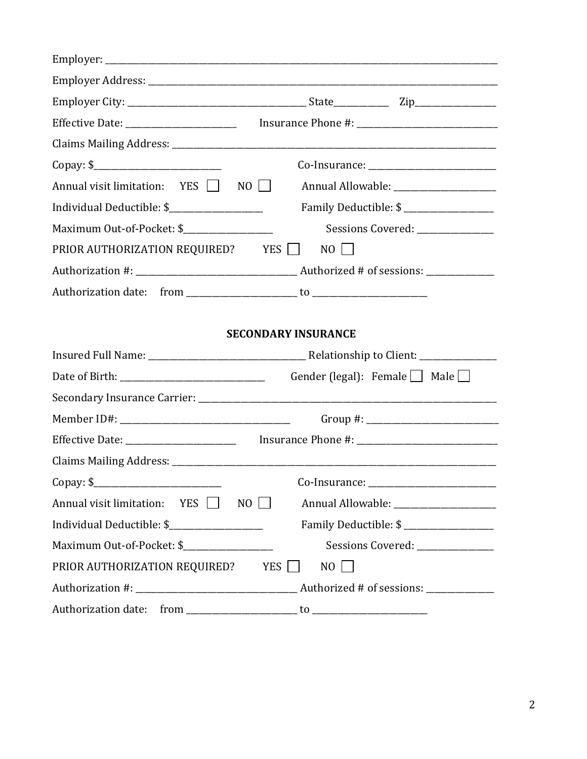Employer: ______________________________________________________________________________

Employer Address: ________________________________________________________________________

Employer City: ____________________________________ State___________ Zip________________

Effective Date: ______________________ Insurance Phone #: ____________________________

Claims Mailing Address: __________________________________________________________________

Copay: $__________________________ Co-Insurance: __________________________

Annual visit limitation: YES ☐ NO ☐ Annual Allowable: _____________________

Individual Deductible: $___________________ Family Deductible: $ __________________

Maximum Out-of-Pocket: $__________________ Sessions Covered: _______________

PRIOR AUTHORIZATION REQUIRED? YES ☐ NO ☐

Authorization #: _________________________________ Authorized # of sessions: _____________

Authorization date: from ______________________ to _______________________

**SECONDARY INSURANCE**

Insured Full Name: _________________________________ Relationship to Client: _______________

Date of Birth: ______________________________ Gender (legal): Female ☐ Male ☐

Secondary Insurance Carrier: ______________________________________________________________

Member ID#: __________________________________ Group #: ___________________________

Effective Date: ______________________ Insurance Phone #: ____________________________

Claims Mailing Address: __________________________________________________________________

Copay: $__________________________ Co-Insurance: __________________________

Annual visit limitation: YES ☐ NO ☐ Annual Allowable: _____________________

Individual Deductible: $___________________ Family Deductible: $ __________________

Maximum Out-of-Pocket: $__________________ Sessions Covered: _______________

PRIOR AUTHORIZATION REQUIRED? YES ☐ NO ☐

Authorization #: _________________________________ Authorized # of sessions: _____________

Authorization date: from ______________________ to _______________________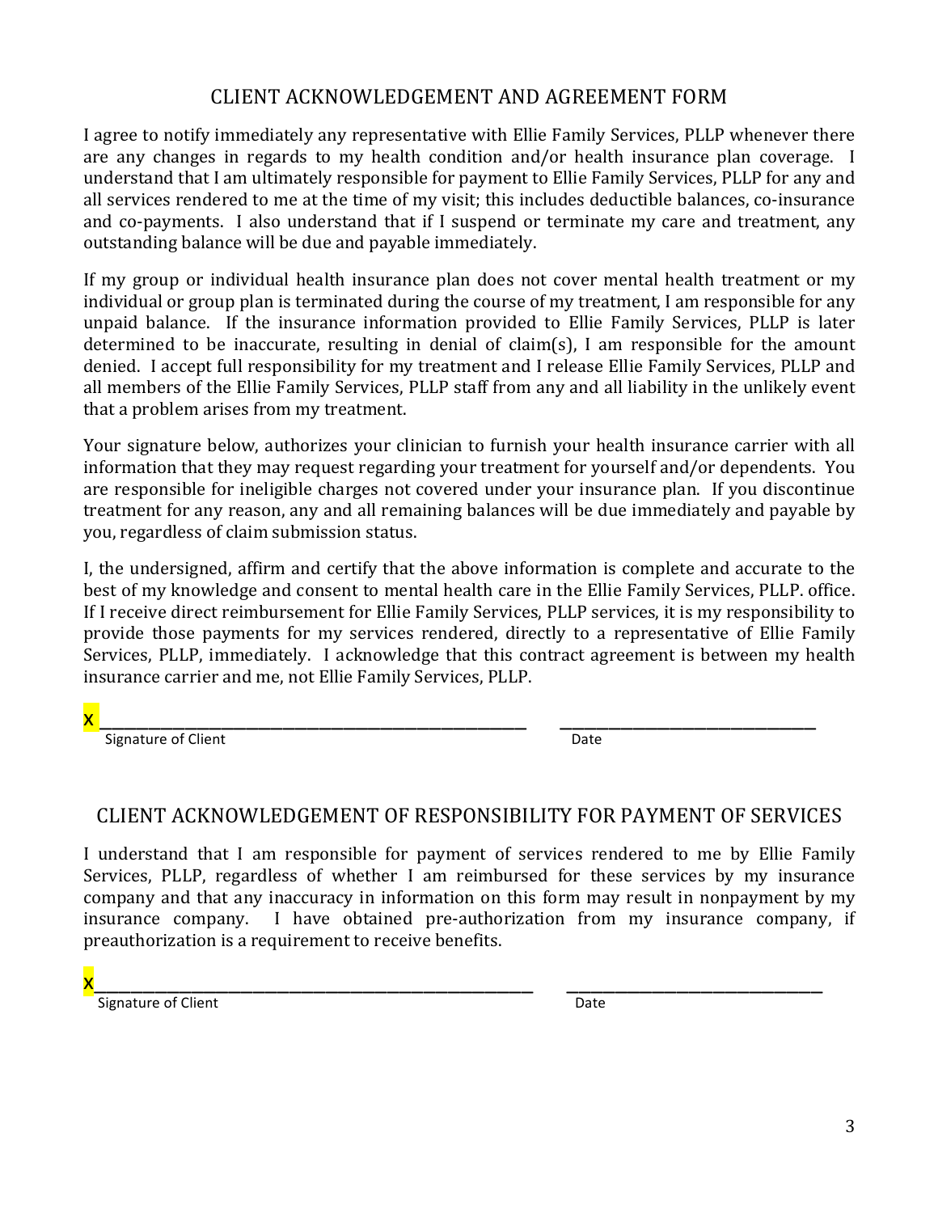## CLIENT ACKNOWLEDGEMENT AND AGREEMENT FORM

I agree to notify immediately any representative with Ellie Family Services, PLLP whenever there are any changes in regards to my health condition and/or health insurance plan coverage. I understand that I am ultimately responsible for payment to Ellie Family Services, PLLP for any and all services rendered to me at the time of my visit; this includes deductible balances, co-insurance and co-payments. I also understand that if I suspend or terminate my care and treatment, any outstanding balance will be due and payable immediately.

If my group or individual health insurance plan does not cover mental health treatment or my individual or group plan is terminated during the course of my treatment, I am responsible for any unpaid balance. If the insurance information provided to Ellie Family Services, PLLP is later determined to be inaccurate, resulting in denial of claim(s), I am responsible for the amount denied. I accept full responsibility for my treatment and I release Ellie Family Services, PLLP and all members of the Ellie Family Services, PLLP staff from any and all liability in the unlikely event that a problem arises from my treatment.

Your signature below, authorizes your clinician to furnish your health insurance carrier with all information that they may request regarding your treatment for yourself and/or dependents. You are responsible for ineligible charges not covered under your insurance plan. If you discontinue treatment for any reason, any and all remaining balances will be due immediately and payable by you, regardless of claim submission status.

I, the undersigned, affirm and certify that the above information is complete and accurate to the best of my knowledge and consent to mental health care in the Ellie Family Services, PLLP. office. If I receive direct reimbursement for Ellie Family Services, PLLP services, it is my responsibility to provide those payments for my services rendered, directly to a representative of Ellie Family Services, PLLP, immediately. I acknowledge that this contract agreement is between my health insurance carrier and me, not Ellie Family Services, PLLP.

X_____________________________________________ ____________________________

Signature of Client Date

## CLIENT ACKNOWLEDGEMENT OF RESPONSIBILITY FOR PAYMENT OF SERVICES

I understand that I am responsible for payment of services rendered to me by Ellie Family Services, PLLP, regardless of whether I am reimbursed for these services by my insurance company and that any inaccuracy in information on this form may result in nonpayment by my insurance company. I have obtained pre-authorization from my insurance company, if preauthorization is a requirement to receive benefits.

X_____________________________________________ ____________________________

Signature of Client Date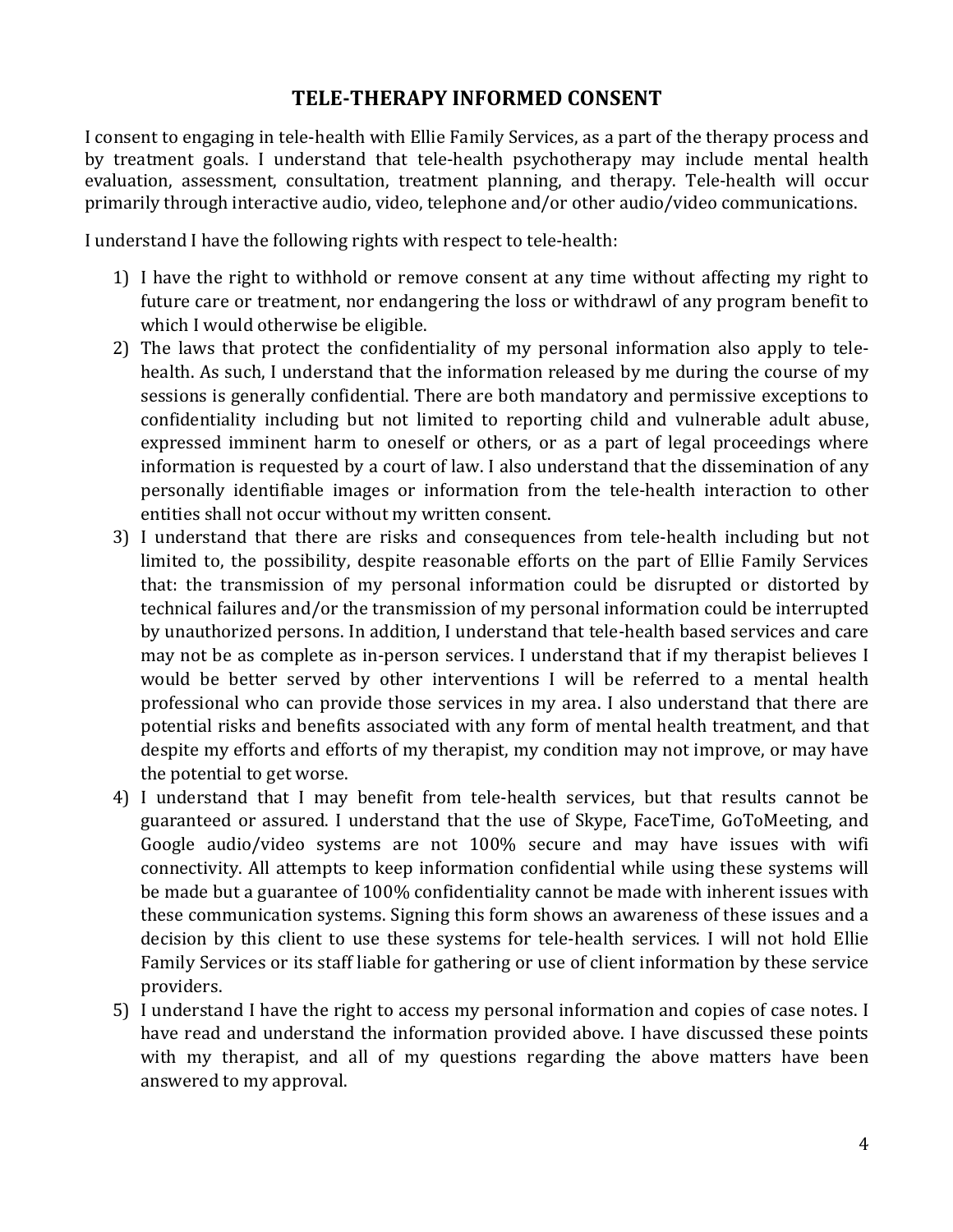## TELE-THERAPY INFORMED CONSENT

I consent to engaging in tele-health with Ellie Family Services, as a part of the therapy process and by treatment goals. I understand that tele-health psychotherapy may include mental health evaluation, assessment, consultation, treatment planning, and therapy. Tele-health will occur primarily through interactive audio, video, telephone and/or other audio/video communications.

I understand I have the following rights with respect to tele-health:

1) I have the right to withhold or remove consent at any time without affecting my right to future care or treatment, nor endangering the loss or withdrawl of any program benefit to which I would otherwise be eligible.
2) The laws that protect the confidentiality of my personal information also apply to tele-health. As such, I understand that the information released by me during the course of my sessions is generally confidential. There are both mandatory and permissive exceptions to confidentiality including but not limited to reporting child and vulnerable adult abuse, expressed imminent harm to oneself or others, or as a part of legal proceedings where information is requested by a court of law. I also understand that the dissemination of any personally identifiable images or information from the tele-health interaction to other entities shall not occur without my written consent.
3) I understand that there are risks and consequences from tele-health including but not limited to, the possibility, despite reasonable efforts on the part of Ellie Family Services that: the transmission of my personal information could be disrupted or distorted by technical failures and/or the transmission of my personal information could be interrupted by unauthorized persons. In addition, I understand that tele-health based services and care may not be as complete as in-person services. I understand that if my therapist believes I would be better served by other interventions I will be referred to a mental health professional who can provide those services in my area. I also understand that there are potential risks and benefits associated with any form of mental health treatment, and that despite my efforts and efforts of my therapist, my condition may not improve, or may have the potential to get worse.
4) I understand that I may benefit from tele-health services, but that results cannot be guaranteed or assured. I understand that the use of Skype, FaceTime, GoToMeeting, and Google audio/video systems are not 100% secure and may have issues with wifi connectivity. All attempts to keep information confidential while using these systems will be made but a guarantee of 100% confidentiality cannot be made with inherent issues with these communication systems. Signing this form shows an awareness of these issues and a decision by this client to use these systems for tele-health services. I will not hold Ellie Family Services or its staff liable for gathering or use of client information by these service providers.
5) I understand I have the right to access my personal information and copies of case notes. I have read and understand the information provided above. I have discussed these points with my therapist, and all of my questions regarding the above matters have been answered to my approval.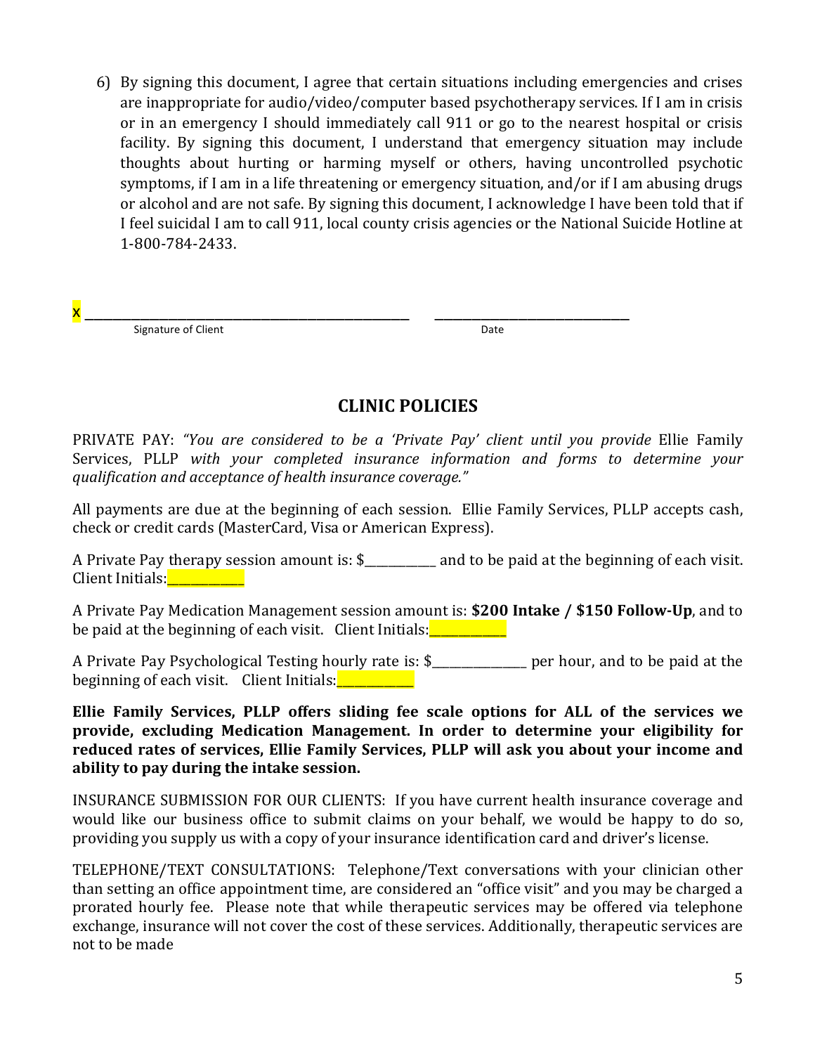6) By signing this document, I agree that certain situations including emergencies and crises are inappropriate for audio/video/computer based psychotherapy services. If I am in crisis or in an emergency I should immediately call 911 or go to the nearest hospital or crisis facility. By signing this document, I understand that emergency situation may include thoughts about hurting or harming myself or others, having uncontrolled psychotic symptoms, if I am in a life threatening or emergency situation, and/or if I am abusing drugs or alcohol and are not safe. By signing this document, I acknowledge I have been told that if I feel suicidal I am to call 911, local county crisis agencies or the National Suicide Hotline at 1-800-784-2433.

X ___________________________________________ ____________________________

Signature of Client Date

## CLINIC POLICIES

PRIVATE PAY: *"You are considered to be a 'Private Pay' client until you provide* Ellie Family Services, PLLP *with your completed insurance information and forms to determine your qualification and acceptance of health insurance coverage."*

All payments are due at the beginning of each session. Ellie Family Services, PLLP accepts cash, check or credit cards (MasterCard, Visa or American Express).

A Private Pay therapy session amount is: $__________ and to be paid at the beginning of each visit. Client Initials:__________

A Private Pay Medication Management session amount is: **$200 Intake / $150 Follow-Up**, and to be paid at the beginning of each visit. Client Initials:__________

A Private Pay Psychological Testing hourly rate is: $____________ per hour, and to be paid at the beginning of each visit. Client Initials:__________

**Ellie Family Services, PLLP offers sliding fee scale options for ALL of the services we provide, excluding Medication Management. In order to determine your eligibility for reduced rates of services, Ellie Family Services, PLLP will ask you about your income and ability to pay during the intake session.**

INSURANCE SUBMISSION FOR OUR CLIENTS: If you have current health insurance coverage and would like our business office to submit claims on your behalf, we would be happy to do so, providing you supply us with a copy of your insurance identification card and driver's license.

TELEPHONE/TEXT CONSULTATIONS: Telephone/Text conversations with your clinician other than setting an office appointment time, are considered an "office visit" and you may be charged a prorated hourly fee. Please note that while therapeutic services may be offered via telephone exchange, insurance will not cover the cost of these services. Additionally, therapeutic services are not to be made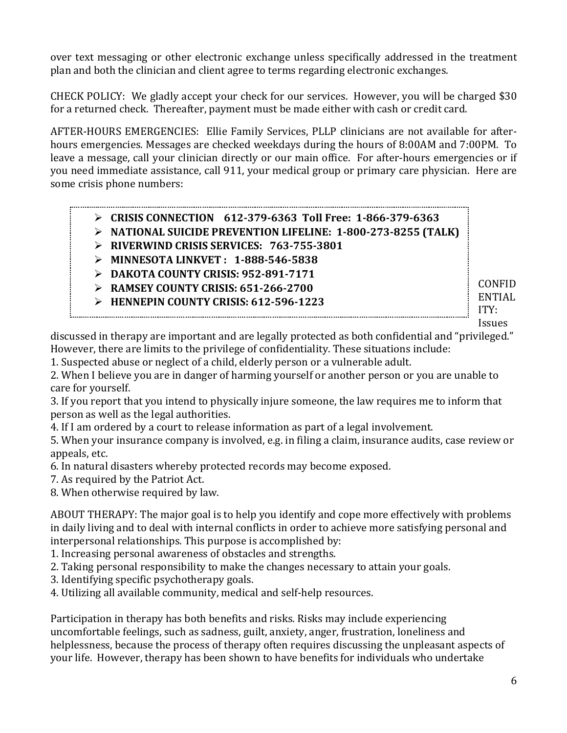over text messaging or other electronic exchange unless specifically addressed in the treatment plan and both the clinician and client agree to terms regarding electronic exchanges.

CHECK POLICY: We gladly accept your check for our services. However, you will be charged $30 for a returned check. Thereafter, payment must be made either with cash or credit card.

AFTER-HOURS EMERGENCIES: Ellie Family Services, PLLP clinicians are not available for after-hours emergencies. Messages are checked weekdays during the hours of 8:00AM and 7:00PM. To leave a message, call your clinician directly or our main office. For after-hours emergencies or if you need immediate assistance, call 911, your medical group or primary care physician. Here are some crisis phone numbers:

- **CRISIS CONNECTION 612-379-6363 Toll Free: 1-866-379-6363**
- **NATIONAL SUICIDE PREVENTION LIFELINE: 1-800-273-8255 (TALK)**
- **RIVERWIND CRISIS SERVICES: 763-755-3801**
- **MINNESOTA LINKVET : 1-888-546-5838**
- **DAKOTA COUNTY CRISIS: 952-891-7171**
- **RAMSEY COUNTY CRISIS: 651-266-2700**
- **HENNEPIN COUNTY CRISIS: 612-596-1223**

CONFIDENTIALITY: Issues discussed in therapy are important and are legally protected as both confidential and "privileged." However, there are limits to the privilege of confidentiality. These situations include:

1. Suspected abuse or neglect of a child, elderly person or a vulnerable adult.
2. When I believe you are in danger of harming yourself or another person or you are unable to care for yourself.
3. If you report that you intend to physically injure someone, the law requires me to inform that person as well as the legal authorities.
4. If I am ordered by a court to release information as part of a legal involvement.
5. When your insurance company is involved, e.g. in filing a claim, insurance audits, case review or appeals, etc.
6. In natural disasters whereby protected records may become exposed.
7. As required by the Patriot Act.
8. When otherwise required by law.

ABOUT THERAPY: The major goal is to help you identify and cope more effectively with problems in daily living and to deal with internal conflicts in order to achieve more satisfying personal and interpersonal relationships. This purpose is accomplished by:

1. Increasing personal awareness of obstacles and strengths.
2. Taking personal responsibility to make the changes necessary to attain your goals.
3. Identifying specific psychotherapy goals.
4. Utilizing all available community, medical and self-help resources.

Participation in therapy has both benefits and risks. Risks may include experiencing uncomfortable feelings, such as sadness, guilt, anxiety, anger, frustration, loneliness and helplessness, because the process of therapy often requires discussing the unpleasant aspects of your life. However, therapy has been shown to have benefits for individuals who undertake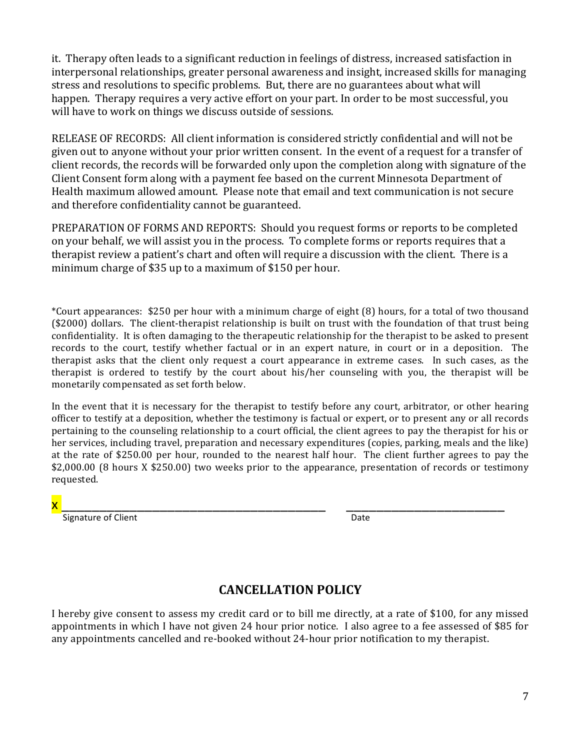it. Therapy often leads to a significant reduction in feelings of distress, increased satisfaction in interpersonal relationships, greater personal awareness and insight, increased skills for managing stress and resolutions to specific problems. But, there are no guarantees about what will happen. Therapy requires a very active effort on your part. In order to be most successful, you will have to work on things we discuss outside of sessions.

RELEASE OF RECORDS: All client information is considered strictly confidential and will not be given out to anyone without your prior written consent. In the event of a request for a transfer of client records, the records will be forwarded only upon the completion along with signature of the Client Consent form along with a payment fee based on the current Minnesota Department of Health maximum allowed amount. Please note that email and text communication is not secure and therefore confidentiality cannot be guaranteed.

PREPARATION OF FORMS AND REPORTS: Should you request forms or reports to be completed on your behalf, we will assist you in the process. To complete forms or reports requires that a therapist review a patient's chart and often will require a discussion with the client. There is a minimum charge of $35 up to a maximum of $150 per hour.

*Court appearances: $250 per hour with a minimum charge of eight (8) hours, for a total of two thousand ($2000) dollars. The client-therapist relationship is built on trust with the foundation of that trust being confidentiality. It is often damaging to the therapeutic relationship for the therapist to be asked to present records to the court, testify whether factual or in an expert nature, in court or in a deposition. The therapist asks that the client only request a court appearance in extreme cases. In such cases, as the therapist is ordered to testify by the court about his/her counseling with you, the therapist will be monetarily compensated as set forth below.

In the event that it is necessary for the therapist to testify before any court, arbitrator, or other hearing officer to testify at a deposition, whether the testimony is factual or expert, or to present any or all records pertaining to the counseling relationship to a court official, the client agrees to pay the therapist for his or her services, including travel, preparation and necessary expenditures (copies, parking, meals and the like) at the rate of $250.00 per hour, rounded to the nearest half hour. The client further agrees to pay the $2,000.00 (8 hours X $250.00) two weeks prior to the appearance, presentation of records or testimony requested.

X ______________________________________________ ______________________________

Signature of Client Date

## CANCELLATION POLICY

I hereby give consent to assess my credit card or to bill me directly, at a rate of $100, for any missed appointments in which I have not given 24 hour prior notice. I also agree to a fee assessed of $85 for any appointments cancelled and re-booked without 24-hour prior notification to my therapist.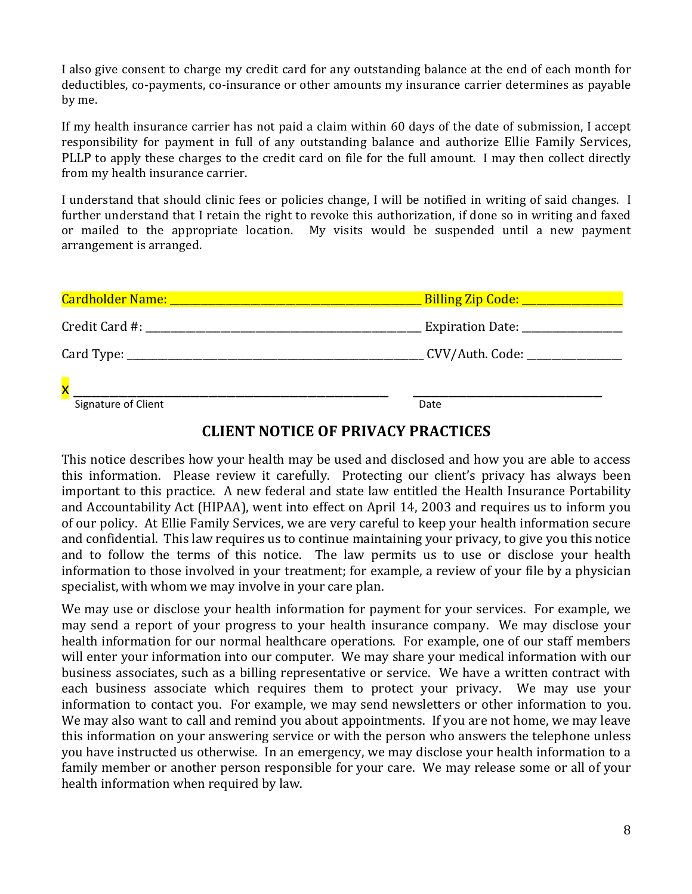I also give consent to charge my credit card for any outstanding balance at the end of each month for deductibles, co-payments, co-insurance or other amounts my insurance carrier determines as payable by me.

If my health insurance carrier has not paid a claim within 60 days of the date of submission, I accept responsibility for payment in full of any outstanding balance and authorize Ellie Family Services, PLLP to apply these charges to the credit card on file for the full amount. I may then collect directly from my health insurance carrier.

I understand that should clinic fees or policies change, I will be notified in writing of said changes. I further understand that I retain the right to revoke this authorization, if done so in writing and faxed or mailed to the appropriate location. My visits would be suspended until a new payment arrangement is arranged.

Cardholder Name: ___________________________________________ Billing Zip Code: _________________

Credit Card #: ___________________________________________ Expiration Date: _________________

Card Type: ___________________________________________ CVV/Auth. Code: _________________

X ___________________________________________ ______________________________
Signature of Client Date

## CLIENT NOTICE OF PRIVACY PRACTICES

This notice describes how your health may be used and disclosed and how you are able to access this information. Please review it carefully. Protecting our client's privacy has always been important to this practice. A new federal and state law entitled the Health Insurance Portability and Accountability Act (HIPAA), went into effect on April 14, 2003 and requires us to inform you of our policy. At Ellie Family Services, we are very careful to keep your health information secure and confidential. This law requires us to continue maintaining your privacy, to give you this notice and to follow the terms of this notice. The law permits us to use or disclose your health information to those involved in your treatment; for example, a review of your file by a physician specialist, with whom we may involve in your care plan.

We may use or disclose your health information for payment for your services. For example, we may send a report of your progress to your health insurance company. We may disclose your health information for our normal healthcare operations. For example, one of our staff members will enter your information into our computer. We may share your medical information with our business associates, such as a billing representative or service. We have a written contract with each business associate which requires them to protect your privacy. We may use your information to contact you. For example, we may send newsletters or other information to you. We may also want to call and remind you about appointments. If you are not home, we may leave this information on your answering service or with the person who answers the telephone unless you have instructed us otherwise. In an emergency, we may disclose your health information to a family member or another person responsible for your care. We may release some or all of your health information when required by law.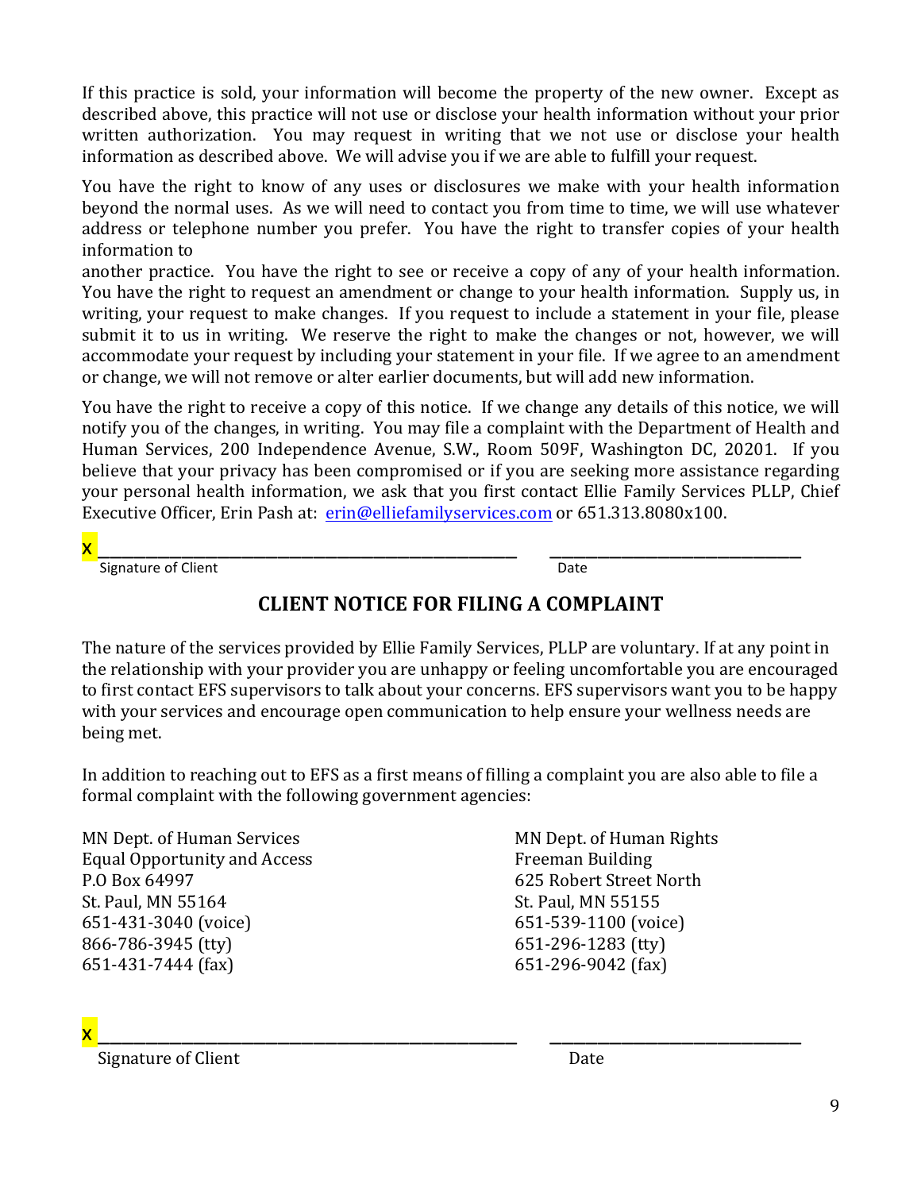If this practice is sold, your information will become the property of the new owner. Except as described above, this practice will not use or disclose your health information without your prior written authorization. You may request in writing that we not use or disclose your health information as described above. We will advise you if we are able to fulfill your request.

You have the right to know of any uses or disclosures we make with your health information beyond the normal uses. As we will need to contact you from time to time, we will use whatever address or telephone number you prefer. You have the right to transfer copies of your health information to
another practice. You have the right to see or receive a copy of any of your health information. You have the right to request an amendment or change to your health information. Supply us, in writing, your request to make changes. If you request to include a statement in your file, please submit it to us in writing. We reserve the right to make the changes or not, however, we will accommodate your request by including your statement in your file. If we agree to an amendment or change, we will not remove or alter earlier documents, but will add new information.

You have the right to receive a copy of this notice. If we change any details of this notice, we will notify you of the changes, in writing. You may file a complaint with the Department of Health and Human Services, 200 Independence Avenue, S.W., Room 509F, Washington DC, 20201. If you believe that your privacy has been compromised or if you are seeking more assistance regarding your personal health information, we ask that you first contact Ellie Family Services PLLP, Chief Executive Officer, Erin Pash at: erin@elliefamilyservices.com or 651.313.8080x100.

X ________________________________________ ________________________

Signature of Client Date

## CLIENT NOTICE FOR FILING A COMPLAINT

The nature of the services provided by Ellie Family Services, PLLP are voluntary. If at any point in the relationship with your provider you are unhappy or feeling uncomfortable you are encouraged to first contact EFS supervisors to talk about your concerns. EFS supervisors want you to be happy with your services and encourage open communication to help ensure your wellness needs are being met.

In addition to reaching out to EFS as a first means of filling a complaint you are also able to file a formal complaint with the following government agencies:

MN Dept. of Human Services
Equal Opportunity and Access
P.O Box 64997
St. Paul, MN 55164
651-431-3040 (voice)
866-786-3945 (tty)
651-431-7444 (fax)

MN Dept. of Human Rights
Freeman Building
625 Robert Street North
St. Paul, MN 55155
651-539-1100 (voice)
651-296-1283 (tty)
651-296-9042 (fax)

X ________________________________________ ________________________

Signature of Client Date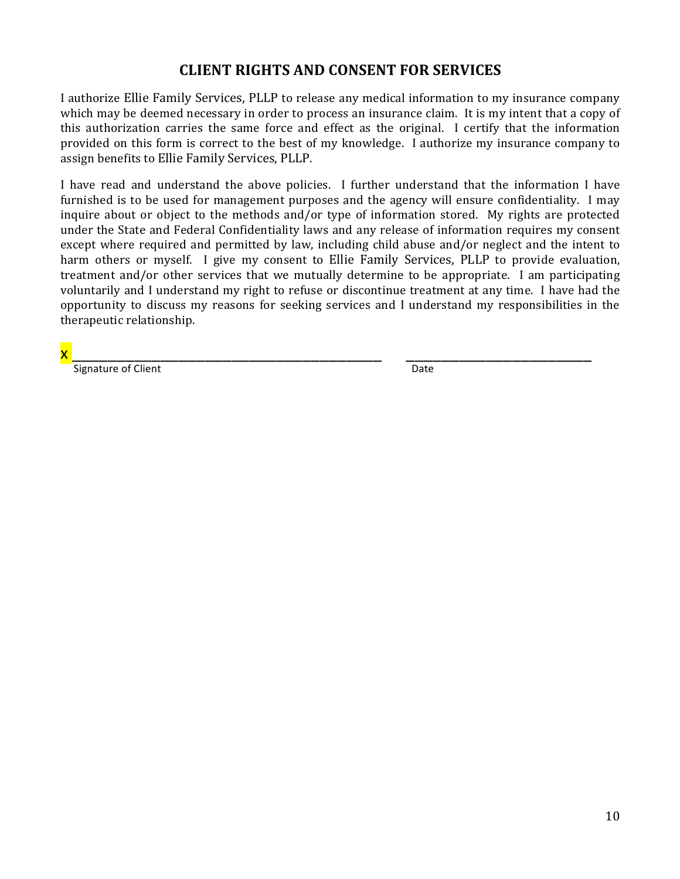## CLIENT RIGHTS AND CONSENT FOR SERVICES

I authorize Ellie Family Services, PLLP to release any medical information to my insurance company which may be deemed necessary in order to process an insurance claim. It is my intent that a copy of this authorization carries the same force and effect as the original. I certify that the information provided on this form is correct to the best of my knowledge. I authorize my insurance company to assign benefits to Ellie Family Services, PLLP.

I have read and understand the above policies. I further understand that the information I have furnished is to be used for management purposes and the agency will ensure confidentiality. I may inquire about or object to the methods and/or type of information stored. My rights are protected under the State and Federal Confidentiality laws and any release of information requires my consent except where required and permitted by law, including child abuse and/or neglect and the intent to harm others or myself. I give my consent to Ellie Family Services, PLLP to provide evaluation, treatment and/or other services that we mutually determine to be appropriate. I am participating voluntarily and I understand my right to refuse or discontinue treatment at any time. I have had the opportunity to discuss my reasons for seeking services and I understand my responsibilities in the therapeutic relationship.

X ______________________________________________ ____________________________

Signature of Client Date